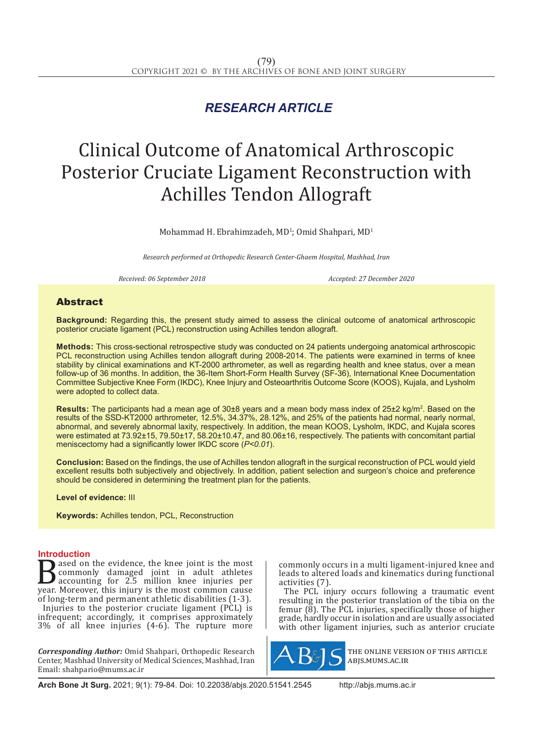## RESEARCH ARTICLE

# Clinical Outcome of Anatomical Arthroscopic Posterior Cruciate Ligament Reconstruction with Achilles Tendon Allograft

Mohammad H. Ebrahimzadeh, MD[1]; Omid Shahpari, MD[1]

*Research performed at Orthopedic Research Center-Ghaem Hospital, Mashhad, Iran*

*Received: 06 September 2018* *Accepted: 27 December 2020*

## Abstract

**Background:** Regarding this, the present study aimed to assess the clinical outcome of anatomical arthroscopic posterior cruciate ligament (PCL) reconstruction using Achilles tendon allograft.

**Methods:** This cross-sectional retrospective study was conducted on 24 patients undergoing anatomical arthroscopic PCL reconstruction using Achilles tendon allograft during 2008-2014. The patients were examined in terms of knee stability by clinical examinations and KT-2000 arthrometer, as well as regarding health and knee status, over a mean follow-up of 36 months. In addition, the 36-Item Short-Form Health Survey (SF-36), International Knee Documentation Committee Subjective Knee Form (IKDC), Knee Injury and Osteoarthritis Outcome Score (KOOS), Kujala, and Lysholm were adopted to collect data.

**Results:** The participants had a mean age of 30±8 years and a mean body mass index of 25±2 kg/m$^2$. Based on the results of the SSD-KT2000 arthrometer, 12.5%, 34.37%, 28.12%, and 25% of the patients had normal, nearly normal, abnormal, and severely abnormal laxity, respectively. In addition, the mean KOOS, Lysholm, IKDC, and Kujala scores were estimated at 73.92±15, 79.50±17, 58.20±10.47, and 80.06±16, respectively. The patients with concomitant partial meniscectomy had a significantly lower IKDC score (*P<0.01*).

**Conclusion:** Based on the findings, the use of Achilles tendon allograft in the surgical reconstruction of PCL would yield excellent results both subjectively and objectively. In addition, patient selection and surgeon's choice and preference should be considered in determining the treatment plan for the patients.

**Level of evidence:** III

**Keywords:** Achilles tendon, PCL, Reconstruction

## Introduction

Based on the evidence, the knee joint is the most commonly damaged joint in adult athletes accounting for 2.5 million knee injuries per year. Moreover, this injury is the most common cause of long-term and permanent athletic disabilities (1-3).

Injuries to the posterior cruciate ligament (PCL) is infrequent; accordingly, it comprises approximately 3% of all knee injuries (4-6). The rupture more commonly occurs in a multi ligament-injured knee and leads to altered loads and kinematics during functional activities (7).

The PCL injury occurs following a traumatic event resulting in the posterior translation of the tibia on the femur (8). The PCL injuries, specifically those of higher grade, hardly occur in isolation and are usually associated with other ligament injuries, such as anterior cruciate

***Corresponding Author:*** Omid Shahpari, Orthopedic Research Center, Mashhad University of Medical Sciences, Mashhad, Iran
Email: shahpario@mums.ac.ir

THE ONLINE VERSION OF THIS ARTICLE ABJS.MUMS.AC.IR

**Arch Bone Jt Surg.** 2021; 9(1): 79-84. Doi: 10.22038/abjs.2020.51541.2545 http://abjs.mums.ac.ir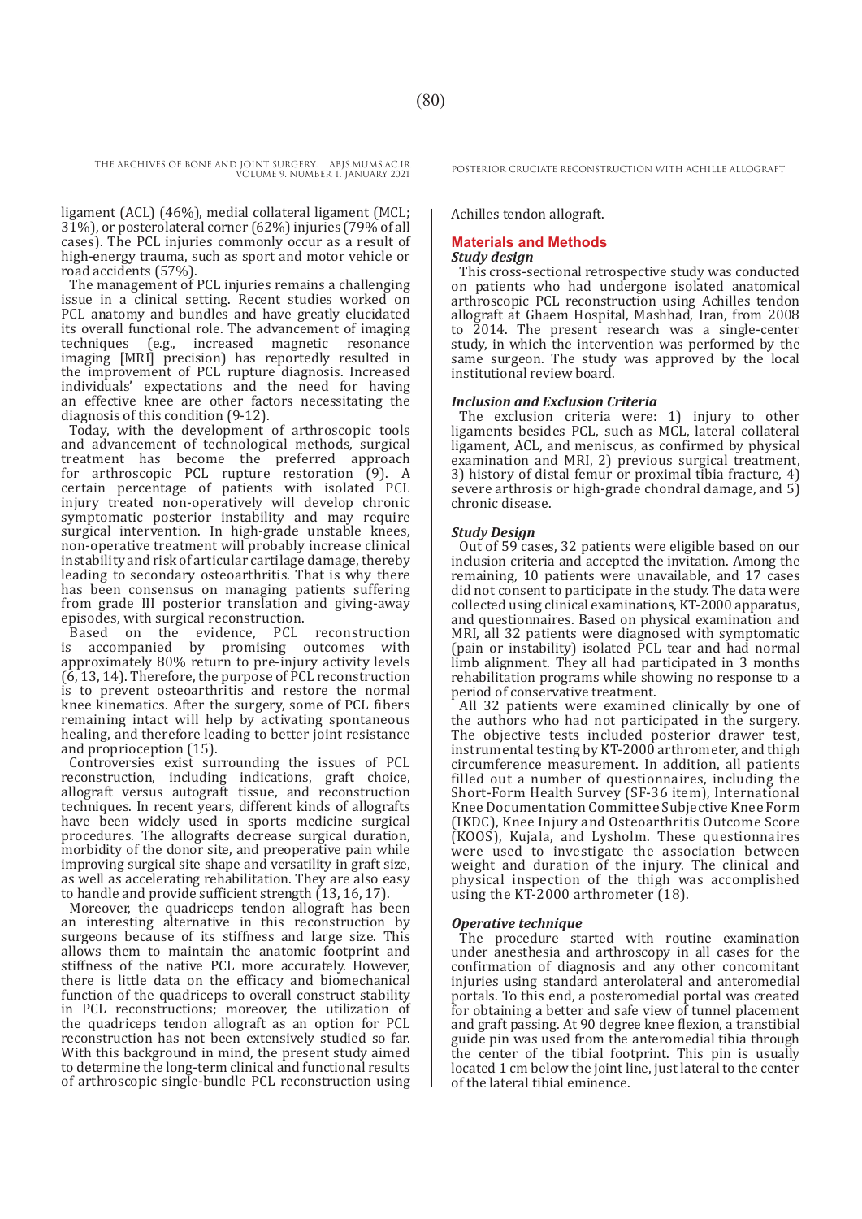ligament (ACL) (46%), medial collateral ligament (MCL; 31%), or posterolateral corner (62%) injuries (79% of all cases). The PCL injuries commonly occur as a result of high-energy trauma, such as sport and motor vehicle or road accidents (57%).

The management of PCL injuries remains a challenging issue in a clinical setting. Recent studies worked on PCL anatomy and bundles and have greatly elucidated its overall functional role. The advancement of imaging techniques (e.g., increased magnetic resonance imaging [MRI] precision) has reportedly resulted in the improvement of PCL rupture diagnosis. Increased individuals' expectations and the need for having an effective knee are other factors necessitating the diagnosis of this condition (9-12).

Today, with the development of arthroscopic tools and advancement of technological methods, surgical treatment has become the preferred approach for arthroscopic PCL rupture restoration (9). A certain percentage of patients with isolated PCL injury treated non-operatively will develop chronic symptomatic posterior instability and may require surgical intervention. In high-grade unstable knees, non-operative treatment will probably increase clinical instability and risk of articular cartilage damage, thereby leading to secondary osteoarthritis. That is why there has been consensus on managing patients suffering from grade III posterior translation and giving-away episodes, with surgical reconstruction.

Based on the evidence, PCL reconstruction is accompanied by promising outcomes with approximately 80% return to pre-injury activity levels (6, 13, 14). Therefore, the purpose of PCL reconstruction is to prevent osteoarthritis and restore the normal knee kinematics. After the surgery, some of PCL fibers remaining intact will help by activating spontaneous healing, and therefore leading to better joint resistance and proprioception (15).

Controversies exist surrounding the issues of PCL reconstruction, including indications, graft choice, allograft versus autograft tissue, and reconstruction techniques. In recent years, different kinds of allografts have been widely used in sports medicine surgical procedures. The allografts decrease surgical duration, morbidity of the donor site, and preoperative pain while improving surgical site shape and versatility in graft size, as well as accelerating rehabilitation. They are also easy to handle and provide sufficient strength (13, 16, 17).

Moreover, the quadriceps tendon allograft has been an interesting alternative in this reconstruction by surgeons because of its stiffness and large size. This allows them to maintain the anatomic footprint and stiffness of the native PCL more accurately. However, there is little data on the efficacy and biomechanical function of the quadriceps to overall construct stability in PCL reconstructions; moreover, the utilization of the quadriceps tendon allograft as an option for PCL reconstruction has not been extensively studied so far. With this background in mind, the present study aimed to determine the long-term clinical and functional results of arthroscopic single-bundle PCL reconstruction using Achilles tendon allograft.

## Materials and Methods

### *Study design*

This cross-sectional retrospective study was conducted on patients who had undergone isolated anatomical arthroscopic PCL reconstruction using Achilles tendon allograft at Ghaem Hospital, Mashhad, Iran, from 2008 to 2014. The present research was a single-center study, in which the intervention was performed by the same surgeon. The study was approved by the local institutional review board.

### *Inclusion and Exclusion Criteria*

The exclusion criteria were: 1) injury to other ligaments besides PCL, such as MCL, lateral collateral ligament, ACL, and meniscus, as confirmed by physical examination and MRI, 2) previous surgical treatment, 3) history of distal femur or proximal tibia fracture, 4) severe arthrosis or high-grade chondral damage, and 5) chronic disease.

### *Study Design*

Out of 59 cases, 32 patients were eligible based on our inclusion criteria and accepted the invitation. Among the remaining, 10 patients were unavailable, and 17 cases did not consent to participate in the study. The data were collected using clinical examinations, KT-2000 apparatus, and questionnaires. Based on physical examination and MRI, all 32 patients were diagnosed with symptomatic (pain or instability) isolated PCL tear and had normal limb alignment. They all had participated in 3 months rehabilitation programs while showing no response to a period of conservative treatment.

All 32 patients were examined clinically by one of the authors who had not participated in the surgery. The objective tests included posterior drawer test, instrumental testing by KT-2000 arthrometer, and thigh circumference measurement. In addition, all patients filled out a number of questionnaires, including the Short-Form Health Survey (SF-36 item), International Knee Documentation Committee Subjective Knee Form (IKDC), Knee Injury and Osteoarthritis Outcome Score (KOOS), Kujala, and Lysholm. These questionnaires were used to investigate the association between weight and duration of the injury. The clinical and physical inspection of the thigh was accomplished using the KT-2000 arthrometer (18).

### *Operative technique*

The procedure started with routine examination under anesthesia and arthroscopy in all cases for the confirmation of diagnosis and any other concomitant injuries using standard anterolateral and anteromedial portals. To this end, a posteromedial portal was created for obtaining a better and safe view of tunnel placement and graft passing. At 90 degree knee flexion, a transtibial guide pin was used from the anteromedial tibia through the center of the tibial footprint. This pin is usually located 1 cm below the joint line, just lateral to the center of the lateral tibial eminence.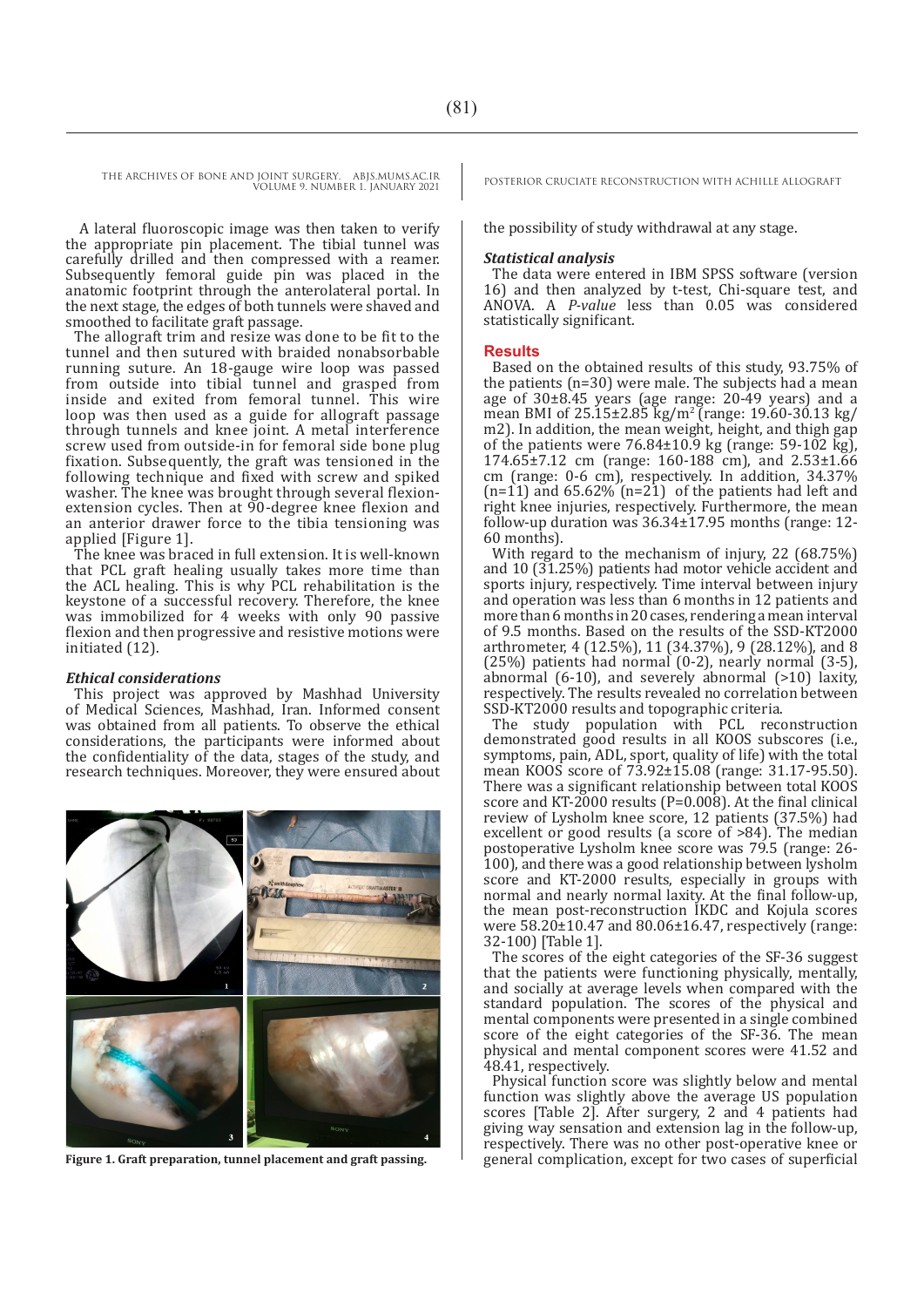A lateral fluoroscopic image was then taken to verify the appropriate pin placement. The tibial tunnel was carefully drilled and then compressed with a reamer. Subsequently femoral guide pin was placed in the anatomic footprint through the anterolateral portal. In the next stage, the edges of both tunnels were shaved and smoothed to facilitate graft passage.

The allograft trim and resize was done to be fit to the tunnel and then sutured with braided nonabsorbable running suture. An 18-gauge wire loop was passed from outside into tibial tunnel and grasped from inside and exited from femoral tunnel. This wire loop was then used as a guide for allograft passage through tunnels and knee joint. A metal interference screw used from outside-in for femoral side bone plug fixation. Subsequently, the graft was tensioned in the following technique and fixed with screw and spiked washer. The knee was brought through several flexion-extension cycles. Then at 90-degree knee flexion and an anterior drawer force to the tibia tensioning was applied [Figure 1].

The knee was braced in full extension. It is well-known that PCL graft healing usually takes more time than the ACL healing. This is why PCL rehabilitation is the keystone of a successful recovery. Therefore, the knee was immobilized for 4 weeks with only 90 passive flexion and then progressive and resistive motions were initiated (12).

### *Ethical considerations*

This project was approved by Mashhad University of Medical Sciences, Mashhad, Iran. Informed consent was obtained from all patients. To observe the ethical considerations, the participants were informed about the confidentiality of the data, stages of the study, and research techniques. Moreover, they were ensured about the possibility of study withdrawal at any stage.

**Figure 1. Graft preparation, tunnel placement and graft passing.**

### *Statistical analysis*

The data were entered in IBM SPSS software (version 16) and then analyzed by t-test, Chi-square test, and ANOVA. A *P-value* less than 0.05 was considered statistically significant.

## Results

Based on the obtained results of this study, 93.75% of the patients (n=30) were male. The subjects had a mean age of 30±8.45 years (age range: 20-49 years) and a mean BMI of 25.15±2.85 kg/m$^2$ (range: 19.60-30.13 kg/m2). In addition, the mean weight, height, and thigh gap of the patients were 76.84±10.9 kg (range: 59-102 kg), 174.65±7.12 cm (range: 160-188 cm), and 2.53±1.66 cm (range: 0-6 cm), respectively. In addition, 34.37% (n=11) and 65.62% (n=21) of the patients had left and right knee injuries, respectively. Furthermore, the mean follow-up duration was 36.34±17.95 months (range: 12-60 months).

With regard to the mechanism of injury, 22 (68.75%) and 10 (31.25%) patients had motor vehicle accident and sports injury, respectively. Time interval between injury and operation was less than 6 months in 12 patients and more than 6 months in 20 cases, rendering a mean interval of 9.5 months. Based on the results of the SSD-KT2000 arthrometer, 4 (12.5%), 11 (34.37%), 9 (28.12%), and 8 (25%) patients had normal (0-2), nearly normal (3-5), abnormal (6-10), and severely abnormal (>10) laxity, respectively. The results revealed no correlation between SSD-KT2000 results and topographic criteria.

The study population with PCL reconstruction demonstrated good results in all KOOS subscores (i.e., symptoms, pain, ADL, sport, quality of life) with the total mean KOOS score of 73.92±15.08 (range: 31.17-95.50). There was a significant relationship between total KOOS score and KT-2000 results (P=0.008). At the final clinical review of Lysholm knee score, 12 patients (37.5%) had excellent or good results (a score of >84). The median postoperative Lysholm knee score was 79.5 (range: 26-100), and there was a good relationship between lysholm score and KT-2000 results, especially in groups with normal and nearly normal laxity. At the final follow-up, the mean post-reconstruction IKDC and Kojula scores were 58.20±10.47 and 80.06±16.47, respectively (range: 32-100) [Table 1].

The scores of the eight categories of the SF-36 suggest that the patients were functioning physically, mentally, and socially at average levels when compared with the standard population. The scores of the physical and mental components were presented in a single combined score of the eight categories of the SF-36. The mean physical and mental component scores were 41.52 and 48.41, respectively.

Physical function score was slightly below and mental function was slightly above the average US population scores [Table 2]. After surgery, 2 and 4 patients had giving way sensation and extension lag in the follow-up, respectively. There was no other post-operative knee or general complication, except for two cases of superficial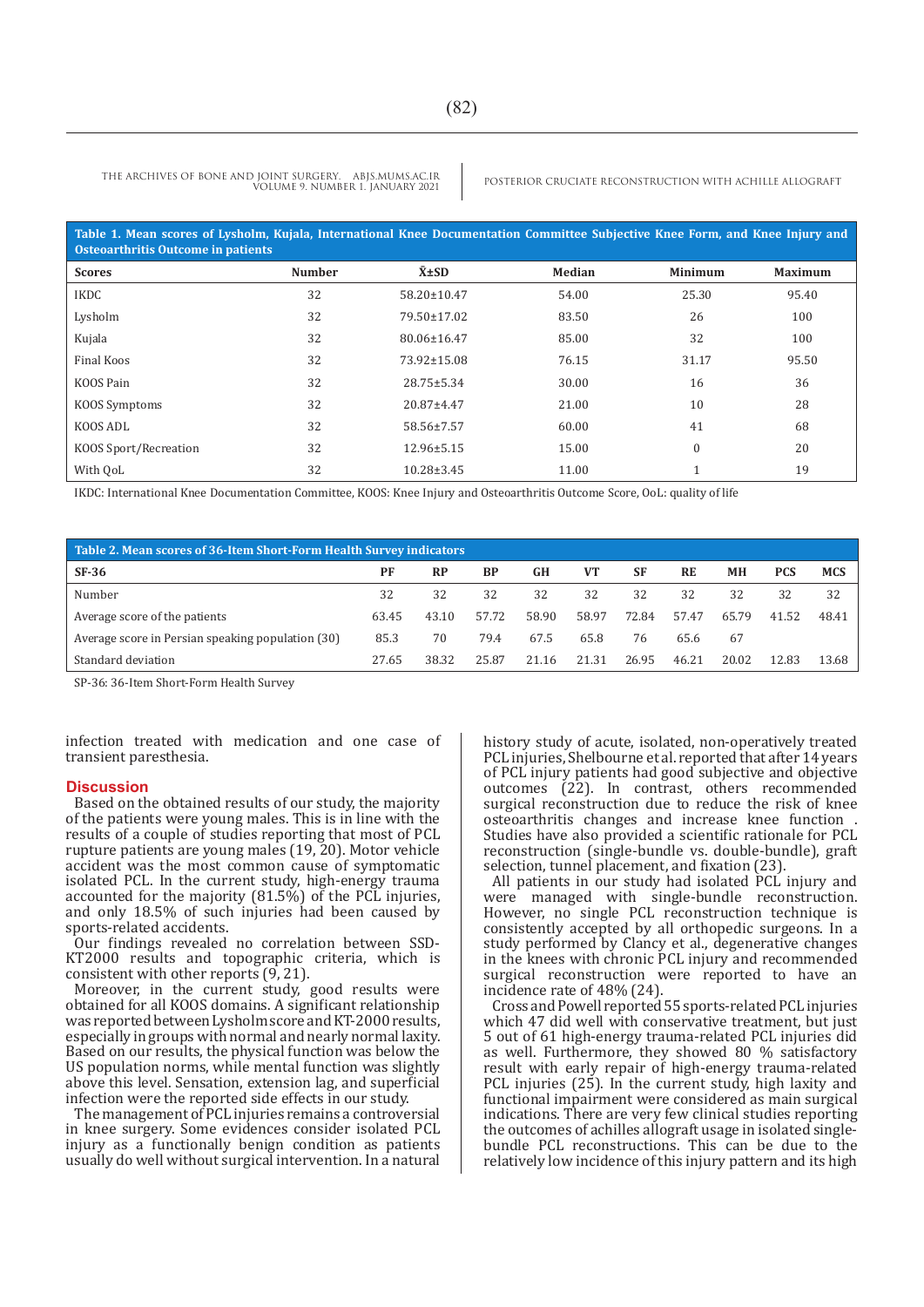**Table 1. Mean scores of Lysholm, Kujala, International Knee Documentation Committee Subjective Knee Form, and Knee Injury and Osteoarthritis Outcome in patients**

| Scores | Number | X̄±SD | Median | Minimum | Maximum |
|---|---|---|---|---|---|
| IKDC | 32 | 58.20±10.47 | 54.00 | 25.30 | 95.40 |
| Lysholm | 32 | 79.50±17.02 | 83.50 | 26 | 100 |
| Kujala | 32 | 80.06±16.47 | 85.00 | 32 | 100 |
| Final Koos | 32 | 73.92±15.08 | 76.15 | 31.17 | 95.50 |
| KOOS Pain | 32 | 28.75±5.34 | 30.00 | 16 | 36 |
| KOOS Symptoms | 32 | 20.87±4.47 | 21.00 | 10 | 28 |
| KOOS ADL | 32 | 58.56±7.57 | 60.00 | 41 | 68 |
| KOOS Sport/Recreation | 32 | 12.96±5.15 | 15.00 | 0 | 20 |
| With QoL | 32 | 10.28±3.45 | 11.00 | 1 | 19 |

IKDC: International Knee Documentation Committee, KOOS: Knee Injury and Osteoarthritis Outcome Score, OoL: quality of life

**Table 2. Mean scores of 36-Item Short-Form Health Survey indicators**

| SF-36 | PF | RP | BP | GH | VT | SF | RE | MH | PCS | MCS |
|---|---|---|---|---|---|---|---|---|---|---|
| Number | 32 | 32 | 32 | 32 | 32 | 32 | 32 | 32 | 32 | 32 |
| Average score of the patients | 63.45 | 43.10 | 57.72 | 58.90 | 58.97 | 72.84 | 57.47 | 65.79 | 41.52 | 48.41 |
| Average score in Persian speaking population (30) | 85.3 | 70 | 79.4 | 67.5 | 65.8 | 76 | 65.6 | 67 | | |
| Standard deviation | 27.65 | 38.32 | 25.87 | 21.16 | 21.31 | 26.95 | 46.21 | 20.02 | 12.83 | 13.68 |

SP-36: 36-Item Short-Form Health Survey

infection treated with medication and one case of transient paresthesia.

## Discussion

Based on the obtained results of our study, the majority of the patients were young males. This is in line with the results of a couple of studies reporting that most of PCL rupture patients are young males (19, 20). Motor vehicle accident was the most common cause of symptomatic isolated PCL. In the current study, high-energy trauma accounted for the majority (81.5%) of the PCL injuries, and only 18.5% of such injuries had been caused by sports-related accidents.

Our findings revealed no correlation between SSD-KT2000 results and topographic criteria, which is consistent with other reports (9, 21).

Moreover, in the current study, good results were obtained for all KOOS domains. A significant relationship was reported between Lysholm score and KT-2000 results, especially in groups with normal and nearly normal laxity. Based on our results, the physical function was below the US population norms, while mental function was slightly above this level. Sensation, extension lag, and superficial infection were the reported side effects in our study.

The management of PCL injuries remains a controversial in knee surgery. Some evidences consider isolated PCL injury as a functionally benign condition as patients usually do well without surgical intervention. In a natural history study of acute, isolated, non-operatively treated PCL injuries, Shelbourne et al. reported that after 14 years of PCL injury patients had good subjective and objective outcomes (22). In contrast, others recommended surgical reconstruction due to reduce the risk of knee osteoarthritis changes and increase knee function . Studies have also provided a scientific rationale for PCL reconstruction (single-bundle vs. double-bundle), graft selection, tunnel placement, and fixation (23).

All patients in our study had isolated PCL injury and were managed with single-bundle reconstruction. However, no single PCL reconstruction technique is consistently accepted by all orthopedic surgeons. In a study performed by Clancy et al., degenerative changes in the knees with chronic PCL injury and recommended surgical reconstruction were reported to have an incidence rate of 48% (24).

Cross and Powell reported 55 sports-related PCL injuries which 47 did well with conservative treatment, but just 5 out of 61 high-energy trauma-related PCL injuries did as well. Furthermore, they showed 80 % satisfactory result with early repair of high-energy trauma-related PCL injuries (25). In the current study, high laxity and functional impairment were considered as main surgical indications. There are very few clinical studies reporting the outcomes of achilles allograft usage in isolated single-bundle PCL reconstructions. This can be due to the relatively low incidence of this injury pattern and its high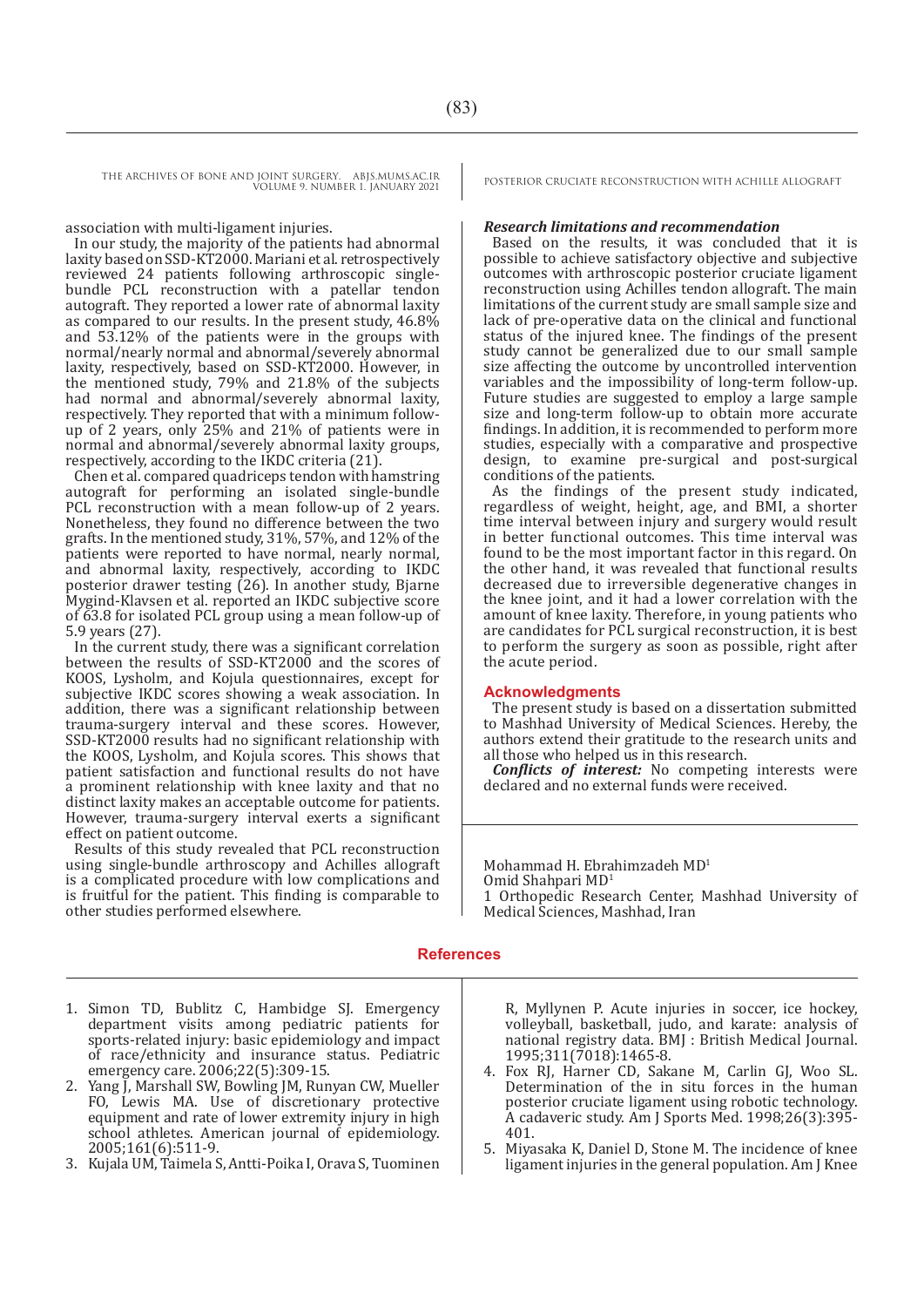association with multi-ligament injuries.

In our study, the majority of the patients had abnormal laxity based on SSD-KT2000. Mariani et al. retrospectively reviewed 24 patients following arthroscopic single-bundle PCL reconstruction with a patellar tendon autograft. They reported a lower rate of abnormal laxity as compared to our results. In the present study, 46.8% and 53.12% of the patients were in the groups with normal/nearly normal and abnormal/severely abnormal laxity, respectively, based on SSD-KT2000. However, in the mentioned study, 79% and 21.8% of the subjects had normal and abnormal/severely abnormal laxity, respectively. They reported that with a minimum follow-up of 2 years, only 25% and 21% of patients were in normal and abnormal/severely abnormal laxity groups, respectively, according to the IKDC criteria (21).

Chen et al. compared quadriceps tendon with hamstring autograft for performing an isolated single-bundle PCL reconstruction with a mean follow-up of 2 years. Nonetheless, they found no difference between the two grafts. In the mentioned study, 31%, 57%, and 12% of the patients were reported to have normal, nearly normal, and abnormal laxity, respectively, according to IKDC posterior drawer testing (26). In another study, Bjarne Mygind-Klavsen et al. reported an IKDC subjective score of 63.8 for isolated PCL group using a mean follow-up of 5.9 years (27).

In the current study, there was a significant correlation between the results of SSD-KT2000 and the scores of KOOS, Lysholm, and Kojula questionnaires, except for subjective IKDC scores showing a weak association. In addition, there was a significant relationship between trauma-surgery interval and these scores. However, SSD-KT2000 results had no significant relationship with the KOOS, Lysholm, and Kojula scores. This shows that patient satisfaction and functional results do not have a prominent relationship with knee laxity and that no distinct laxity makes an acceptable outcome for patients. However, trauma-surgery interval exerts a significant effect on patient outcome.

Results of this study revealed that PCL reconstruction using single-bundle arthroscopy and Achilles allograft is a complicated procedure with low complications and is fruitful for the patient. This finding is comparable to other studies performed elsewhere.

### *Research limitations and recommendation*

Based on the results, it was concluded that it is possible to achieve satisfactory objective and subjective outcomes with arthroscopic posterior cruciate ligament reconstruction using Achilles tendon allograft. The main limitations of the current study are small sample size and lack of pre-operative data on the clinical and functional status of the injured knee. The findings of the present study cannot be generalized due to our small sample size affecting the outcome by uncontrolled intervention variables and the impossibility of long-term follow-up. Future studies are suggested to employ a large sample size and long-term follow-up to obtain more accurate findings. In addition, it is recommended to perform more studies, especially with a comparative and prospective design, to examine pre-surgical and post-surgical conditions of the patients.

As the findings of the present study indicated, regardless of weight, height, age, and BMI, a shorter time interval between injury and surgery would result in better functional outcomes. This interval was found to be the most important factor in this regard. On the other hand, it was revealed that functional results decreased due to irreversible degenerative changes in the knee joint, and it had a lower correlation with the amount of knee laxity. Therefore, in young patients who are candidates for PCL surgical reconstruction, it is best to perform the surgery as soon as possible, right after the acute period.

## Acknowledgments

The present study is based on a dissertation submitted to Mashhad University of Medical Sciences. Hereby, the authors extend their gratitude to the research units and all those who helped us in this research.

***Conflicts of interest:*** No competing interests were declared and no external funds were received.

Mohammad H. Ebrahimzadeh MD[1]
Omid Shahpari MD[1]
1 Orthopedic Research Center, Mashhad University of Medical Sciences, Mashhad, Iran

## References

1. Simon TD, Bublitz C, Hambidge SJ. Emergency department visits among pediatric patients for sports-related injury: basic epidemiology and impact of race/ethnicity and insurance status. Pediatric emergency care. 2006;22(5):309-15.
2. Yang J, Marshall SW, Bowling JM, Runyan CW, Mueller FO, Lewis MA. Use of discretionary protective equipment and rate of lower extremity injury in high school athletes. American journal of epidemiology. 2005;161(6):511-9.
3. Kujala UM, Taimela S, Antti-Poika I, Orava S, Tuominen R, Myllynen P. Acute injuries in soccer, ice hockey, volleyball, basketball, judo, and karate: analysis of national registry data. BMJ : British Medical Journal. 1995;311(7018):1465-8.
4. Fox RJ, Harner CD, Sakane M, Carlin GJ, Woo SL. Determination of the in situ forces in the human posterior cruciate ligament using robotic technology. A cadaveric study. Am J Sports Med. 1998;26(3):395-401.
5. Miyasaka K, Daniel D, Stone M. The incidence of knee ligament injuries in the general population. Am J Knee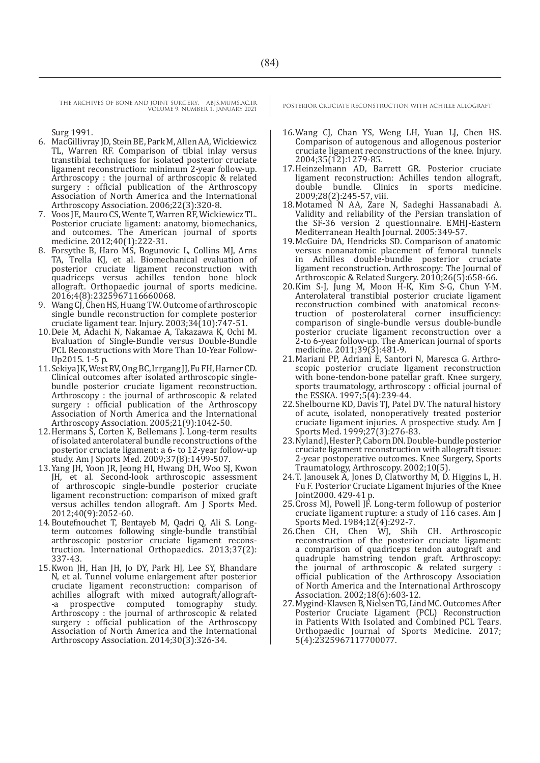Surg 1991.

6. MacGillivray JD, Stein BE, Park M, Allen AA, Wickiewicz TL, Warren RF. Comparison of tibial inlay versus transtibial techniques for isolated posterior cruciate ligament reconstruction: minimum 2-year follow-up. Arthroscopy : the journal of arthroscopic & related surgery : official publication of the Arthroscopy Association of North America and the International Arthroscopy Association. 2006;22(3):320-8.
7. Voos JE, Mauro CS, Wente T, Warren RF, Wickiewicz TL. Posterior cruciate ligament: anatomy, biomechanics, and outcomes. The American journal of sports medicine. 2012;40(1):222-31.
8. Forsythe B, Haro MS, Bogunovic L, Collins MJ, Arns TA, Trella KJ, et al. Biomechanical evaluation of posterior cruciate ligament reconstruction with quadriceps versus achilles tendon bone block allograft. Orthopaedic journal of sports medicine. 2016;4(8):2325967116660068.
9. Wang CJ, Chen HS, Huang TW. Outcome of arthroscopic single bundle reconstruction for complete posterior cruciate ligament tear. Injury. 2003;34(10):747-51.
10. Deie M, Adachi N, Nakamae A, Takazawa K, Ochi M. Evaluation of Single-Bundle versus Double-Bundle PCL Reconstructions with More Than 10-Year Follow-Up2015. 1-5 p.
11. Sekiya JK, West RV, Ong BC, Irrgang JJ, Fu FH, Harner CD. Clinical outcomes after isolated arthroscopic single-bundle posterior cruciate ligament reconstruction. Arthroscopy : the journal of arthroscopic & related surgery : official publication of the Arthroscopy Association of North America and the International Arthroscopy Association. 2005;21(9):1042-50.
12. Hermans S, Corten K, Bellemans J. Long-term results of isolated anterolateral bundle reconstructions of the posterior cruciate ligament: a 6- to 12-year follow-up study. Am J Sports Med. 2009;37(8):1499-507.
13. Yang JH, Yoon JR, Jeong HI, Hwang DH, Woo SJ, Kwon JH, et al. Second-look arthroscopic assessment of arthroscopic single-bundle posterior cruciate ligament reconstruction: comparison of mixed graft versus achilles tendon allograft. Am J Sports Med. 2012;40(9):2052-60.
14. Boutefnouchet T, Bentayeb M, Qadri Q, Ali S. Long-term outcomes following single-bundle transtibial arthroscopic posterior cruciate ligament reconstruction. International Orthopaedics. 2013;37(2): 337-43.
15. Kwon JH, Han JH, Jo DY, Park HJ, Lee SY, Bhandare N, et al. Tunnel volume enlargement after posterior cruciate ligament reconstruction: comparison of achilles allograft with mixed autograft/allograft--a prospective computed tomography study. Arthroscopy : the journal of arthroscopic & related surgery : official publication of the Arthroscopy Association of North America and the International Arthroscopy Association. 2014;30(3):326-34.
16. Wang CJ, Chan YS, Weng LH, Yuan LJ, Chen HS. Comparison of autogenous and allogenous posterior cruciate ligament reconstructions of the knee. Injury. 2004;35(12):1279-85.
17. Heinzelmann AD, Barrett GR. Posterior cruciate ligament reconstruction: Achilles tendon allograft, double bundle. Clinics in sports medicine. 2009;28(2):245-57, viii.
18. Motamed N AA, Zare N, Sadeghi Hassanabadi A. Validity and reliability of the Persian translation of the SF-36 version 2 questionnaire. EMHJ-Eastern Mediterranean Health Journal. 2005:349-57.
19. McGuire DA, Hendricks SD. Comparison of anatomic versus nonanatomic placement of femoral tunnels in Achilles double-bundle posterior cruciate ligament reconstruction. Arthroscopy: The Journal of Arthroscopic & Related Surgery. 2010;26(5):658-66.
20. Kim S-J, Jung M, Moon H-K, Kim S-G, Chun Y-M. Anterolateral transtibial posterior cruciate ligament reconstruction combined with anatomical reconstruction of posterolateral corner insufficiency: comparison of single-bundle versus double-bundle posterior cruciate ligament reconstruction over a 2-to 6-year follow-up. The American journal of sports medicine. 2011;39(3):481-9.
21. Mariani PP, Adriani E, Santori N, Maresca G. Arthroscopic posterior cruciate ligament reconstruction with bone-tendon-bone patellar graft. Knee surgery, sports traumatology, arthroscopy : official journal of the ESSKA. 1997;5(4):239-44.
22. Shelbourne KD, Davis TJ, Patel DV. The natural history of acute, isolated, nonoperatively treated posterior cruciate ligament injuries. A prospective study. Am J Sports Med. 1999;27(3):276-83.
23. Nyland J, Hester P, Caborn DN. Double-bundle posterior cruciate ligament reconstruction with allograft tissue: 2-year postoperative outcomes. Knee Surgery, Sports Traumatology, Arthroscopy. 2002;10(5).
24. T. Janousek A, Jones D, Clatworthy M, D. Higgins L, H. Fu F. Posterior Cruciate Ligament Injuries of the Knee Joint2000. 429-41 p.
25. Cross MJ, Powell JF. Long-term followup of posterior cruciate ligament rupture: a study of 116 cases. Am J Sports Med. 1984;12(4):292-7.
26. Chen CH, Chen WJ, Shih CH. Arthroscopic reconstruction of the posterior cruciate ligament: a comparison of quadriceps tendon autograft and quadruple hamstring tendon graft. Arthroscopy: the journal of arthroscopic & related surgery : official publication of the Arthroscopy Association of North America and the International Arthroscopy Association. 2002;18(6):603-12.
27. Mygind-Klavsen B, Nielsen TG, Lind MC. Outcomes After Posterior Cruciate Ligament (PCL) Reconstruction in Patients With Isolated and Combined PCL Tears. Orthopaedic Journal of Sports Medicine. 2017; 5(4):2325967117700077.